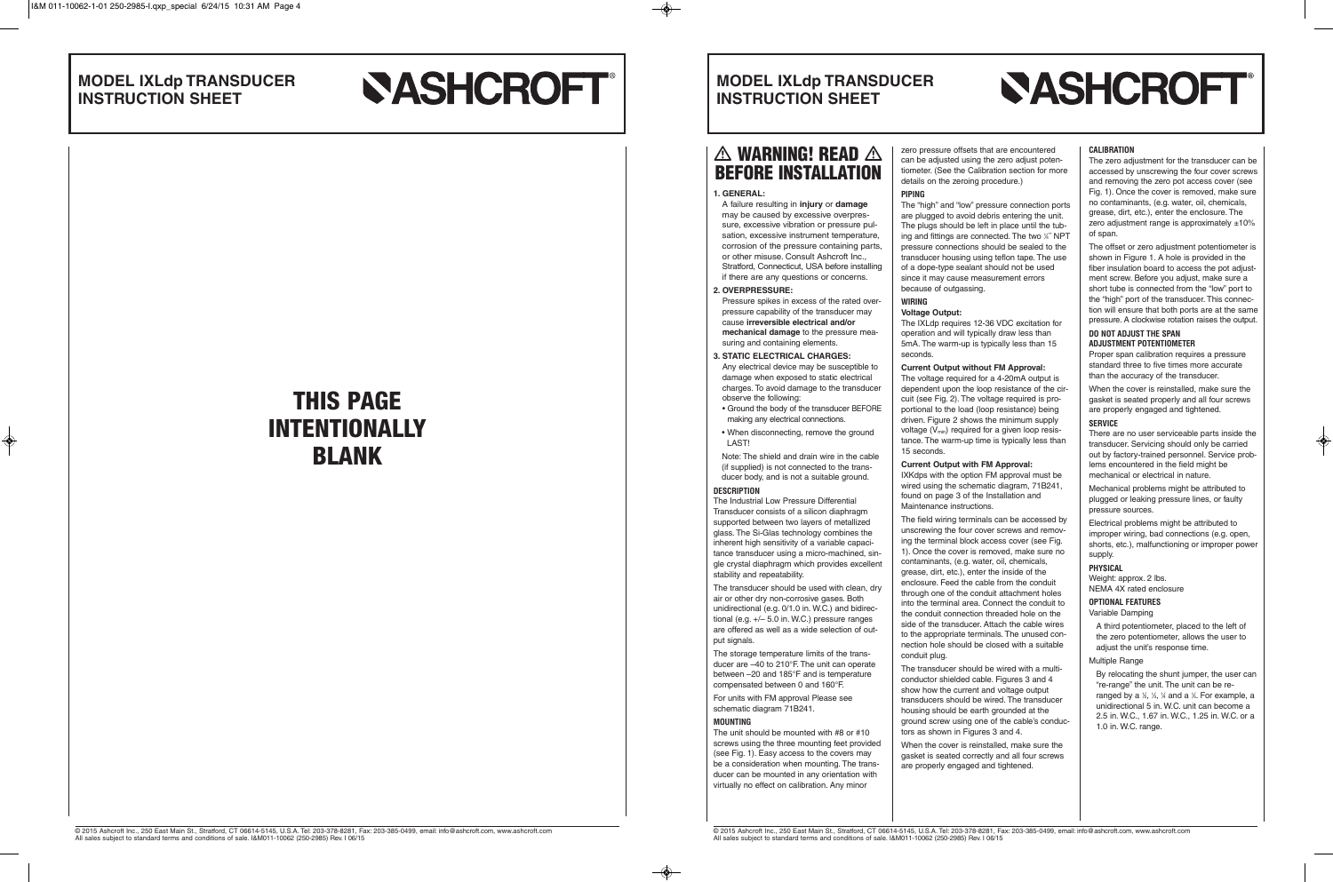# MODEL IXLdp TRANSDUCER INSTRUCTION SHEET

ASHCROFT®

THIS PAGE INTENTIONALLY BLANK

# MODEL IXLdp TRANSDUCER INSTRUCTION SHEET

ASHCROFT®

## ⚠ WARNING! READ ⚠ BEFORE INSTALLATION

**1. GENERAL:**

A failure resulting in **injury** or **damage** may be caused by excessive overpressure, excessive vibration or pressure pulsation, excessive instrument temperature, corrosion of the pressure containing parts, or other misuse. Consult Ashcroft Inc., Stratford, Connecticut, USA before installing if there are any questions or concerns.

**2. OVERPRESSURE:**

Pressure spikes in excess of the rated overpressure capability of the transducer may cause **irreversible electrical and/or mechanical damage** to the pressure measuring and containing elements.

**3. STATIC ELECTRICAL CHARGES:**

Any electrical device may be susceptible to damage when exposed to static electrical charges. To avoid damage to the transducer observe the following:

- Ground the body of the transducer BEFORE making any electrical connections.
- When disconnecting, remove the ground LAST!

Note: The shield and drain wire in the cable (if supplied) is not connected to the transducer body, and is not a suitable ground.

### DESCRIPTION

The Industrial Low Pressure Differential Transducer consists of a silicon diaphragm supported between two layers of metallized glass. The Si-Glas technology combines the inherent high sensitivity of a variable capacitance transducer using a micro-machined, single crystal diaphragm which provides excellent stability and repeatability.

The transducer should be used with clean, dry air or other dry non-corrosive gases. Both unidirectional (e.g. 0/1.0 in. W.C.) and bidirectional (e.g. +/– 5.0 in. W.C.) pressure ranges are offered as well as a wide selection of output signals.

The storage temperature limits of the transducer are –40 to 210°F. The unit can operate between –20 and 185°F and is temperature compensated between 0 and 160°F.

For units with FM approval Please see schematic diagram 71B241.

### MOUNTING

The unit should be mounted with #8 or #10 screws using the three mounting feet provided (see Fig. 1). Easy access to the covers may be a consideration when mounting. The transducer can be mounted in any orientation with virtually no effect on calibration. Any minor zero pressure offsets that are encountered can be adjusted using the zero adjust potentiometer. (See the Calibration section for more details on the zeroing procedure.)

### PIPING

The "high" and "low" pressure connection ports are plugged to avoid debris entering the unit. The plugs should be left in place until the tubing and fittings are connected. The two ⅛" NPT pressure connections should be sealed to the transducer housing using teflon tape. The use of a dope-type sealant should not be used since it may cause measurement errors because of outgassing.

### WIRING

**Voltage Output:**

The IXLdp requires 12-36 VDC excitation for operation and will typically draw less than 5mA. The warm-up is typically less than 15 seconds.

**Current Output without FM Approval:**

The voltage required for a 4-20mA output is dependent upon the loop resistance of the circuit (see Fig. 2). The voltage required is proportional to the load (loop resistance) being driven. Figure 2 shows the minimum supply voltage ($V_{min}$) required for a given loop resistance. The warm-up time is typically less than 15 seconds.

**Current Output with FM Approval:**

IXKdps with the option FM approval must be wired using the schematic diagram, 71B241, found on page 3 of the Installation and Maintenance instructions.

The field wiring terminals can be accessed by unscrewing the four cover screws and removing the terminal block access cover (see Fig. 1). Once the cover is removed, make sure no contaminants, (e.g. water, oil, chemicals, grease, dirt, etc.), enter the inside of the enclosure. Feed the cable from the conduit through one of the conduit attachment holes into the terminal area. Connect the conduit to the conduit connection threaded hole on the side of the transducer. Attach the cable wires to the appropriate terminals. The unused connection hole should be closed with a suitable conduit plug.

The transducer should be wired with a multiconductor shielded cable. Figures 3 and 4 show how the current and voltage output transducers should be wired. The transducer housing should be earth grounded at the ground screw using one of the cable's conductors as shown in Figures 3 and 4.

When the cover is reinstalled, make sure the gasket is seated correctly and all four screws are properly engaged and tightened.

### CALIBRATION

The zero adjustment for the transducer can be accessed by unscrewing the four cover screws and removing the zero pot access cover (see Fig. 1). Once the cover is removed, make sure no contaminants, (e.g. water, oil, chemicals, grease, dirt, etc.), enter the enclosure. The zero adjustment range is approximately ±10% of span.

The offset or zero adjustment potentiometer is shown in Figure 1. A hole is provided in the fiber insulation board to access the pot adjustment screw. Before you adjust, make sure a short tube is connected from the "low" port to the "high" port of the transducer. This connection will ensure that both ports are at the same pressure. A clockwise rotation raises the output.

**DO NOT ADJUST THE SPAN ADJUSTMENT POTENTIOMETER**

Proper span calibration requires a pressure standard three to five times more accurate than the accuracy of the transducer.

When the cover is reinstalled, make sure the gasket is seated properly and all four screws are properly engaged and tightened.

### SERVICE

There are no user serviceable parts inside the transducer. Servicing should only be carried out by factory-trained personnel. Service problems encountered in the field might be mechanical or electrical in nature.

Mechanical problems might be attributed to plugged or leaking pressure lines, or faulty pressure sources.

Electrical problems might be attributed to improper wiring, bad connections (e.g. open, shorts, etc.), malfunctioning or improper power supply.

### PHYSICAL

Weight: approx. 2 lbs.
NEMA 4X rated enclosure

### OPTIONAL FEATURES

Variable Damping

A third potentiometer, placed to the left of the zero potentiometer, allows the user to adjust the unit's response time.

Multiple Range

By relocating the shunt jumper, the user can "re-range" the unit. The unit can be re-ranged by a ½, ⅓, ¼ and a ⅕. For example, a unidirectional 5 in. W.C. unit can become a 2.5 in. W.C., 1.67 in. W.C., 1.25 in. W.C. or a 1.0 in. W.C. range.

© 2015 Ashcroft Inc., 250 East Main St., Stratford, CT 06614-5145, U.S.A. Tel: 203-378-8281, Fax: 203-385-0499, email: info@ashcroft.com, www.ashcroft.com
All sales subject to standard terms and conditions of sale. I&M011-10062 (250-2985) Rev. I 06/15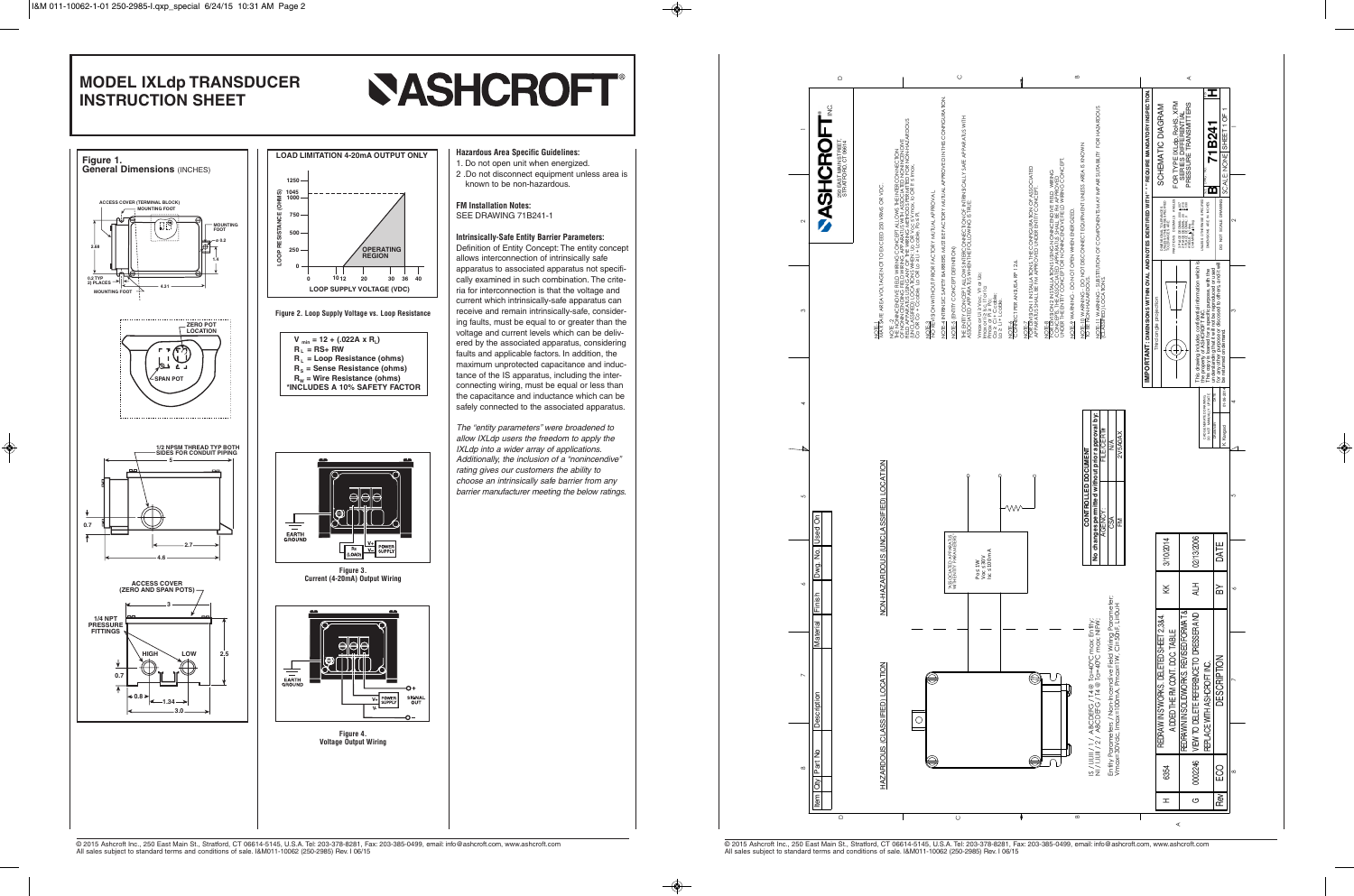# MODEL IXLdp TRANSDUCER INSTRUCTION SHEET

ASHCROFT®

**Figure 1. General Dimensions** (INCHES)

ACCESS COVER (TERMINAL BLOCK)
MOUNTING FOOT
MOUNTING FOOT
2.48
0.2 TYP 2) PLACES
4.21
MOUNTING FOOT
ø 0.2
1.4
ZERO POT LOCATION
SPAN POT
1/2 NPSM THREAD TYP BOTH SIDES FOR CONDUIT PIPING
5
0.7
2.7
4.6
ACCESS COVER (ZERO AND SPAN POTS)
3
1/4 NPT PRESSURE FITTINGS
HIGH
LOW
2.5
0.7
0.8
1.34
3.0

**LOAD LIMITATION 4-20mA OUTPUT ONLY**

LOOP RESISTANCE (OHMS)
1250
1045
1000
750
500
250
0
OPERATING REGION
0
10 12
20
30 36 40
LOOP SUPPLY VOLTAGE (VDC)

**Figure 2. Loop Supply Voltage vs. Loop Resistance**

$V_{min} = 12 + (.022A \times R_L)$
$R_L = RS + RW$
$R_L$ = Loop Resistance (ohms)
$R_S$ = Sense Resistance (ohms)
$R_W$ = Wire Resistance (ohms)
*INCLUDES A 10% SAFETY FACTOR

EARTH GROUND
Rs (LOAD)
V+
V-
POWER SUPPLY

**Figure 3. Current (4-20mA) Output Wiring**

EARTH GROUND
V+
V-
POWER SUPPLY
SIGNAL OUT

**Figure 4. Voltage Output Wiring**

**Hazardous Area Specific Guidelines:**

1. Do not open unit when energized.
2. Do not disconnect equipment unless area is known to be non-hazardous.

**FM Installation Notes:**
SEE DRAWING 71B241-1

**Intrinsically-Safe Entity Barrier Parameters:**
Definition of Entity Concept: The entity concept allows interconnection of intrinsically safe apparatus to associated apparatus not specifically examined in such combination. The criteria for interconnection is that the voltage and current which intrinsically-safe apparatus can receive and remain intrinsically-safe, considering faults, must be equal to or greater than the voltage and current levels which can be delivered by the associated apparatus, considering faults and applicable factors. In addition, the maximum unprotected capacitance and inductance of the IS apparatus, including the interconnecting wiring, must be equal or less than the capacitance and inductance which can be safely connected to the associated apparatus.

*The "entity parameters" were broadened to allow IXLdp users the freedom to apply the IXLdp into a wider array of applications. Additionally, the inclusion of a "nonincendive" rating gives our customers the ability to choose an intrinsically safe barrier from any barrier manufacturer meeting the below ratings.*

ASHCROFT® INC.
250 EAST MAIN STREET, STRATFORD, CT 06614

HAZARDOUS (CLASSIFIED) LOCATION

NON-HAZARDOUS (UNCLASSIFIED) LOCATION

IS / I,II,III / 1 / ABCDEFG / T4 @ Ta=40°C max; Entity;
NI / I,II,III / 2 / ABCDEFG / T4 @ Ta=40°C max; NIFW;

Entity Parameters / Non-Incendive Field Wiring Parameters:
Vmax=30Vdc, Imax=100mA, Pmax=1W, Ci=50nF, Li=0uH

INTRINSICALLY SAFE BARRIER
Poc ≤ 1W
Voc ≤ 30V
Isc ≤ 100mA

NOTE 1
MAX SAFE AREA VOLTAGE NOT TO EXCEED 250 VRMS OR VDC.

NOTE 2
THE NONINCENDIVE FIELD WIRING CONCEPT ALLOWS INTERCONNECTION OF NONINCENDIVE FIELD WIRING APPARATUS WITH ASSOCIATED NONINCENDIVE FIELD APPARATUS USING ANY OF THE WIRING METHODS PERMITTED FOR NON-HAZARDOUS (UNCLASSIFIED) LOCATIONS WHEN: Uo OR Voc ≤ Vmax, Io OR Isc ≤ Imax, Co OR Ca ≥ Ccable + Ci, Lo OR La ≥ Lcable + Li.

NOTE 3
NO REVISION WITHOUT PRIOR FACTORY MUTUAL APPROVAL.

NOTE 4
INTRINSIC SAFETY BARRIERS MUST BE FACTORY MUTUAL APPROVED IN THIS CONFIGURATION.

NOTE 5 (ENTITY CONCEPT DEFINITION)
THE ENTITY CONCEPT ALLOWS INTERCONNECTION OF INTRINSICALLY SAFE APPARATUS WITH ASSOCIATED APPARATUS WHEN THE FOLLOWING IS TRUE:
Vmax or Ui ≥ Voc, Vt or Uo;
Imax or Ii ≥ Isc, It or Io;
Pmax or Pi ≥ Po;
Ca ≥ Ci + Ccable;
La ≥ Li + Lcable.

NOTE 6
CONDUIT PER ANSI/ISA RP 12.6.

NOTE 7
FOR DIVISION 1 INSTALLATIONS, THE CONFIGURATION OF ASSOCIATED APPARATUS SHALL BE FM APPROVED UNDER ENTITY CONCEPT.

NOTE 8
FOR DIVISION 2 INSTALLATIONS USING NONINCENDIVE FIELD WIRING CONCEPT, THE ASSOCIATED APPARATUS SHALL BE FM APPROVED UNDER THE NONINCENDIVE FIELD WIRING CONCEPT.

NOTE 9 WARNING - DO NOT OPEN WHEN ENERGIZED.

NOTE 10 WARNING - DO NOT DISCONNECT EQUIPMENT UNLESS AREA IS KNOWN TO BE NONHAZARDOUS.

NOTE 11 WARNING - SUBSTITUTION OF COMPONENTS MAY IMPAIR SUITABILITY FOR HAZARDOUS (CLASSIFIED) LOCATIONS.

| CONTROLLED DOCUMENT | |
|---|---|
| No changes permitted without prior approval by: | |
| AGENCY | FILE/CERT# |
| CSA | N/A |
| FM | 2Y5A0AX |

| Rev | ECO | DESCRIPTION | BY | DATE |
|---|---|---|---|---|
| H | 6354 | REDRAW IN SWORKS, DELETED SHEET 2,3&4 ADDED THE FM CONT. DOC TABLE | KK | 3/10/2014 |
| G | 0002246 | REDRAWN IN SOLIDWORKS, REVISED FORMAT & VIEW TO DELETE REFERENCE TO DRESSER AND REPLACE WITH ASHCROFT INC. | ALH | 02/13/2006 |

IMPORTANT: DIMENSIONS WITHIN OVAL AND NOTES IDENTIFIED WITH " * " REQUIRE MANDATORY INSPECTION.

Third angle projection

This drawing includes confidential information which is the property of Ashcroft Inc. and is loaned for a specific purpose. It is not to be reproduced, copied or used for any other purpose or disclosed to others and will be returned on demand.

SCHEMATIC DIAGRAM
FOR TYPE IXLdp, RoHS, XFM SERIES DIFFERENTIAL PRESSURE TRANSMITTERS

B 71B241 H
SCALE: NONE SHEET 1 OF 1

© 2015 Ashcroft Inc., 250 East Main St., Stratford, CT 06614-5145, U.S.A. Tel: 203-378-8281, Fax: 203-385-0499, email: info@ashcroft.com, www.ashcroft.com
All sales subject to standard terms and conditions of sale. I&M011-10062 (250-2985) Rev. I 06/15